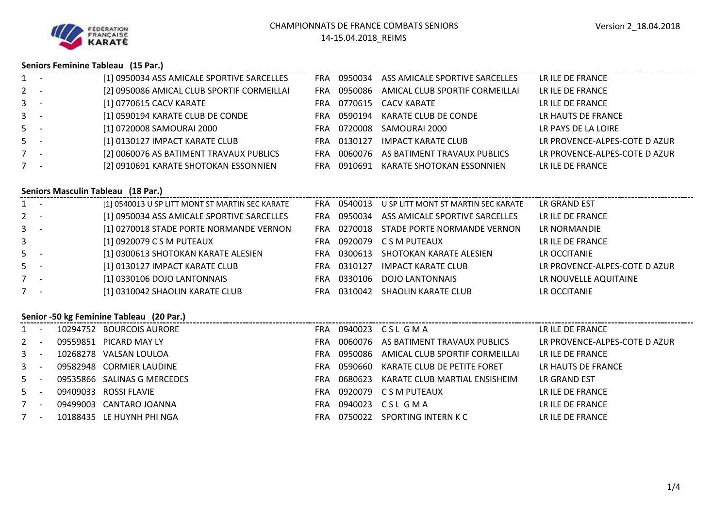FÉDÉRATION FRANÇAISE KARATÉ

# CHAMPIONNATS DE FRANCE COMBATS SENIORS
14-15.04.2018_REIMS

Version 2_18.04.2018

## Seniors Feminine Tableau (15 Par.)

| Place | | Équipe | Pays | Code | Club | Ligue |
|---|---|---|---|---|---|---|
| 1 | - | [1] 0950034 ASS AMICALE SPORTIVE SARCELLES | FRA | 0950034 | ASS AMICALE SPORTIVE SARCELLES | LR ILE DE FRANCE |
| 2 | - | [2] 0950086 AMICAL CLUB SPORTIF CORMEILLAI | FRA | 0950086 | AMICAL CLUB SPORTIF CORMEILLAI | LR ILE DE FRANCE |
| 3 | - | [1] 0770615 CACV KARATE | FRA | 0770615 | CACV KARATE | LR ILE DE FRANCE |
| 3 | - | [1] 0590194 KARATE CLUB DE CONDE | FRA | 0590194 | KARATE CLUB DE CONDE | LR HAUTS DE FRANCE |
| 5 | - | [1] 0720008 SAMOURAI 2000 | FRA | 0720008 | SAMOURAI 2000 | LR PAYS DE LA LOIRE |
| 5 | - | [1] 0130127 IMPACT KARATE CLUB | FRA | 0130127 | IMPACT KARATE CLUB | LR PROVENCE-ALPES-COTE D AZUR |
| 7 | - | [2] 0060076 AS BATIMENT TRAVAUX PUBLICS | FRA | 0060076 | AS BATIMENT TRAVAUX PUBLICS | LR PROVENCE-ALPES-COTE D AZUR |
| 7 | - | [2] 0910691 KARATE SHOTOKAN ESSONNIEN | FRA | 0910691 | KARATE SHOTOKAN ESSONNIEN | LR ILE DE FRANCE |

## Seniors Masculin Tableau (18 Par.)

| Place | | Équipe | Pays | Code | Club | Ligue |
|---|---|---|---|---|---|---|
| 1 | - | [1] 0540013 U SP LITT MONT ST MARTIN SEC KARATE | FRA | 0540013 | U SP LITT MONT ST MARTIN SEC KARATE | LR GRAND EST |
| 2 | - | [1] 0950034 ASS AMICALE SPORTIVE SARCELLES | FRA | 0950034 | ASS AMICALE SPORTIVE SARCELLES | LR ILE DE FRANCE |
| 3 | - | [1] 0270018 STADE PORTE NORMANDE VERNON | FRA | 0270018 | STADE PORTE NORMANDE VERNON | LR NORMANDIE |
| 3 | | [1] 0920079 C S M PUTEAUX | FRA | 0920079 | C S M PUTEAUX | LR ILE DE FRANCE |
| 5 | - | [1] 0300613 SHOTOKAN KARATE ALESIEN | FRA | 0300613 | SHOTOKAN KARATE ALESIEN | LR OCCITANIE |
| 5 | - | [1] 0130127 IMPACT KARATE CLUB | FRA | 0310127 | IMPACT KARATE CLUB | LR PROVENCE-ALPES-COTE D AZUR |
| 7 | - | [1] 0330106 DOJO LANTONNAIS | FRA | 0330106 | DOJO LANTONNAIS | LR NOUVELLE AQUITAINE |
| 7 | - | [1] 0310042 SHAOLIN KARATE CLUB | FRA | 0310042 | SHAOLIN KARATE CLUB | LR OCCITANIE |

## Senior -50 kg Feminine Tableau (20 Par.)

| Place | | Licence | Nom | Pays | Code | Club | Ligue |
|---|---|---|---|---|---|---|---|
| 1 | - | 10294752 | BOURCOIS AURORE | FRA | 0940023 | C S L G M A | LR ILE DE FRANCE |
| 2 | - | 09559851 | PICARD MAY LY | FRA | 0060076 | AS BATIMENT TRAVAUX PUBLICS | LR PROVENCE-ALPES-COTE D AZUR |
| 3 | - | 10268278 | VALSAN LOULOA | FRA | 0950086 | AMICAL CLUB SPORTIF CORMEILLAI | LR ILE DE FRANCE |
| 3 | - | 09582948 | CORMIER LAUDINE | FRA | 0590660 | KARATE CLUB DE PETITE FORET | LR HAUTS DE FRANCE |
| 5 | - | 09535866 | SALINAS G MERCEDES | FRA | 0680623 | KARATE CLUB MARTIAL ENSISHEIM | LR GRAND EST |
| 5 | - | 09409033 | ROSSI FLAVIE | FRA | 0920079 | C S M PUTEAUX | LR ILE DE FRANCE |
| 7 | - | 09499003 | CANTARO JOANNA | FRA | 0940023 | C S L G M A | LR ILE DE FRANCE |
| 7 | - | 10188435 | LE HUYNH PHI NGA | FRA | 0750022 | SPORTING INTERN K C | LR ILE DE FRANCE |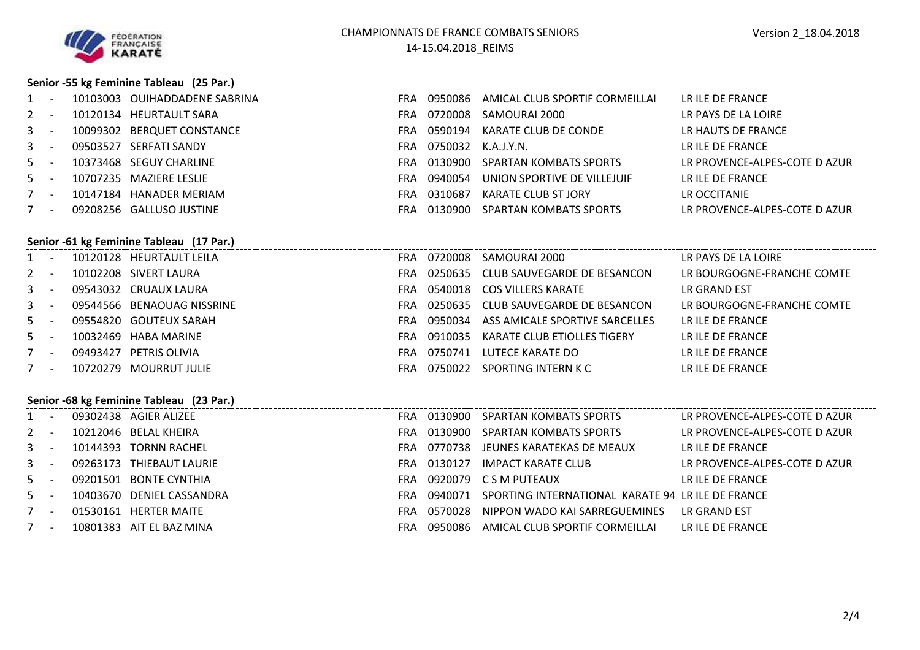CHAMPIONNATS DE FRANCE COMBATS SENIORS
14-15.04.2018_REIMS

Version 2_18.04.2018

### Senior -55 kg Feminine Tableau (25 Par.)

| Rang | | Licence | Nom | Pays | Code club | Club | Ligue |
|---|---|---|---|---|---|---|---|
| 1 | - | 10103003 | OUIHADDADENE SABRINA | FRA | 0950086 | AMICAL CLUB SPORTIF CORMEILLAI | LR ILE DE FRANCE |
| 2 | - | 10120134 | HEURTAULT SARA | FRA | 0720008 | SAMOURAI 2000 | LR PAYS DE LA LOIRE |
| 3 | - | 10099302 | BERQUET CONSTANCE | FRA | 0590194 | KARATE CLUB DE CONDE | LR HAUTS DE FRANCE |
| 3 | - | 09503527 | SERFATI SANDY | FRA | 0750032 | K.A.J.Y.N. | LR ILE DE FRANCE |
| 5 | - | 10373468 | SEGUY CHARLINE | FRA | 0130900 | SPARTAN KOMBATS SPORTS | LR PROVENCE-ALPES-COTE D AZUR |
| 5 | - | 10707235 | MAZIERE LESLIE | FRA | 0940054 | UNION SPORTIVE DE VILLEJUIF | LR ILE DE FRANCE |
| 7 | - | 10147184 | HANADER MERIAM | FRA | 0310687 | KARATE CLUB ST JORY | LR OCCITANIE |
| 7 | - | 09208256 | GALLUSO JUSTINE | FRA | 0130900 | SPARTAN KOMBATS SPORTS | LR PROVENCE-ALPES-COTE D AZUR |

### Senior -61 kg Feminine Tableau (17 Par.)

| Rang | | Licence | Nom | Pays | Code club | Club | Ligue |
|---|---|---|---|---|---|---|---|
| 1 | - | 10120128 | HEURTAULT LEILA | FRA | 0720008 | SAMOURAI 2000 | LR PAYS DE LA LOIRE |
| 2 | - | 10102208 | SIVERT LAURA | FRA | 0250635 | CLUB SAUVEGARDE DE BESANCON | LR BOURGOGNE-FRANCHE COMTE |
| 3 | - | 09543032 | CRUAUX LAURA | FRA | 0540018 | COS VILLERS KARATE | LR GRAND EST |
| 3 | - | 09544566 | BENAOUAG NISSRINE | FRA | 0250635 | CLUB SAUVEGARDE DE BESANCON | LR BOURGOGNE-FRANCHE COMTE |
| 5 | - | 09554820 | GOUTEUX SARAH | FRA | 0950034 | ASS AMICALE SPORTIVE SARCELLES | LR ILE DE FRANCE |
| 5 | - | 10032469 | HABA MARINE | FRA | 0910035 | KARATE CLUB ETIOLLES TIGERY | LR ILE DE FRANCE |
| 7 | - | 09493427 | PETRIS OLIVIA | FRA | 0750741 | LUTECE KARATE DO | LR ILE DE FRANCE |
| 7 | - | 10720279 | MOURRUT JULIE | FRA | 0750022 | SPORTING INTERN K C | LR ILE DE FRANCE |

### Senior -68 kg Feminine Tableau (23 Par.)

| Rang | | Licence | Nom | Pays | Code club | Club | Ligue |
|---|---|---|---|---|---|---|---|
| 1 | - | 09302438 | AGIER ALIZEE | FRA | 0130900 | SPARTAN KOMBATS SPORTS | LR PROVENCE-ALPES-COTE D AZUR |
| 2 | - | 10212046 | BELAL KHEIRA | FRA | 0130900 | SPARTAN KOMBATS SPORTS | LR PROVENCE-ALPES-COTE D AZUR |
| 3 | - | 10144393 | TORNN RACHEL | FRA | 0770738 | JEUNES KARATEKAS DE MEAUX | LR ILE DE FRANCE |
| 3 | - | 09263173 | THIEBAUT LAURIE | FRA | 0130127 | IMPACT KARATE CLUB | LR PROVENCE-ALPES-COTE D AZUR |
| 5 | - | 09201501 | BONTE CYNTHIA | FRA | 0920079 | C S M PUTEAUX | LR ILE DE FRANCE |
| 5 | - | 10403670 | DENIEL CASSANDRA | FRA | 0940071 | SPORTING INTERNATIONAL KARATE 94 | LR ILE DE FRANCE |
| 7 | - | 01530161 | HERTER MAITE | FRA | 0570028 | NIPPON WADO KAI SARREGUEMINES | LR GRAND EST |
| 7 | - | 10801383 | AIT EL BAZ MINA | FRA | 0950086 | AMICAL CLUB SPORTIF CORMEILLAI | LR ILE DE FRANCE |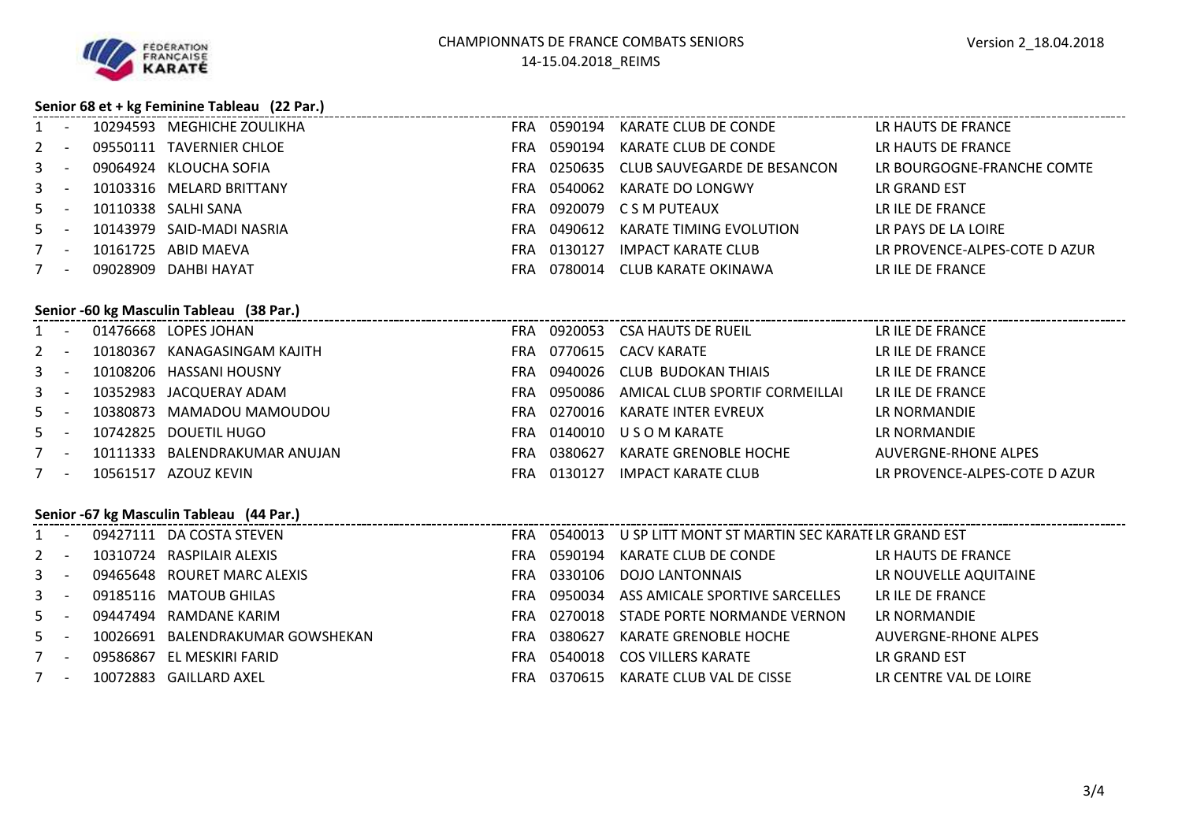CHAMPIONNATS DE FRANCE COMBATS SENIORS
14-15.04.2018_REIMS

Version 2_18.04.2018

## Senior 68 et + kg Feminine Tableau (22 Par.)

| | | | | | | | |
|---|---|---|---|---|---|---|---|
| 1 | - | 10294593 | MEGHICHE ZOULIKHA | FRA | 0590194 | KARATE CLUB DE CONDE | LR HAUTS DE FRANCE |
| 2 | - | 09550111 | TAVERNIER CHLOE | FRA | 0590194 | KARATE CLUB DE CONDE | LR HAUTS DE FRANCE |
| 3 | - | 09064924 | KLOUCHA SOFIA | FRA | 0250635 | CLUB SAUVEGARDE DE BESANCON | LR BOURGOGNE-FRANCHE COMTE |
| 3 | - | 10103316 | MELARD BRITTANY | FRA | 0540062 | KARATE DO LONGWY | LR GRAND EST |
| 5 | - | 10110338 | SALHI SANA | FRA | 0920079 | C S M PUTEAUX | LR ILE DE FRANCE |
| 5 | - | 10143979 | SAID-MADI NASRIA | FRA | 0490612 | KARATE TIMING EVOLUTION | LR PAYS DE LA LOIRE |
| 7 | - | 10161725 | ABID MAEVA | FRA | 0130127 | IMPACT KARATE CLUB | LR PROVENCE-ALPES-COTE D AZUR |
| 7 | - | 09028909 | DAHBI HAYAT | FRA | 0780014 | CLUB KARATE OKINAWA | LR ILE DE FRANCE |

## Senior -60 kg Masculin Tableau (38 Par.)

| | | | | | | | |
|---|---|---|---|---|---|---|---|
| 1 | - | 01476668 | LOPES JOHAN | FRA | 0920053 | CSA HAUTS DE RUEIL | LR ILE DE FRANCE |
| 2 | - | 10180367 | KANAGASINGAM KAJITH | FRA | 0770615 | CACV KARATE | LR ILE DE FRANCE |
| 3 | - | 10108206 | HASSANI HOUSNY | FRA | 0940026 | CLUB BUDOKAN THIAIS | LR ILE DE FRANCE |
| 3 | - | 10352983 | JACQUERAY ADAM | FRA | 0950086 | AMICAL CLUB SPORTIF CORMEILLAI | LR ILE DE FRANCE |
| 5 | - | 10380873 | MAMADOU MAMOUDOU | FRA | 0270016 | KARATE INTER EVREUX | LR NORMANDIE |
| 5 | - | 10742825 | DOUETIL HUGO | FRA | 0140010 | U S O M KARATE | LR NORMANDIE |
| 7 | - | 10111333 | BALENDRAKUMAR ANUJAN | FRA | 0380627 | KARATE GRENOBLE HOCHE | AUVERGNE-RHONE ALPES |
| 7 | - | 10561517 | AZOUZ KEVIN | FRA | 0130127 | IMPACT KARATE CLUB | LR PROVENCE-ALPES-COTE D AZUR |

## Senior -67 kg Masculin Tableau (44 Par.)

| | | | | | | | |
|---|---|---|---|---|---|---|---|
| 1 | - | 09427111 | DA COSTA STEVEN | FRA | 0540013 | U SP LITT MONT ST MARTIN SEC KARATE | LR GRAND EST |
| 2 | - | 10310724 | RASPILAIR ALEXIS | FRA | 0590194 | KARATE CLUB DE CONDE | LR HAUTS DE FRANCE |
| 3 | - | 09465648 | ROURET MARC ALEXIS | FRA | 0330106 | DOJO LANTONNAIS | LR NOUVELLE AQUITAINE |
| 3 | - | 09185116 | MATOUB GHILAS | FRA | 0950034 | ASS AMICALE SPORTIVE SARCELLES | LR ILE DE FRANCE |
| 5 | - | 09447494 | RAMDANE KARIM | FRA | 0270018 | STADE PORTE NORMANDE VERNON | LR NORMANDIE |
| 5 | - | 10026691 | BALENDRAKUMAR GOWSHEKAN | FRA | 0380627 | KARATE GRENOBLE HOCHE | AUVERGNE-RHONE ALPES |
| 7 | - | 09586867 | EL MESKIRI FARID | FRA | 0540018 | COS VILLERS KARATE | LR GRAND EST |
| 7 | - | 10072883 | GAILLARD AXEL | FRA | 0370615 | KARATE CLUB VAL DE CISSE | LR CENTRE VAL DE LOIRE |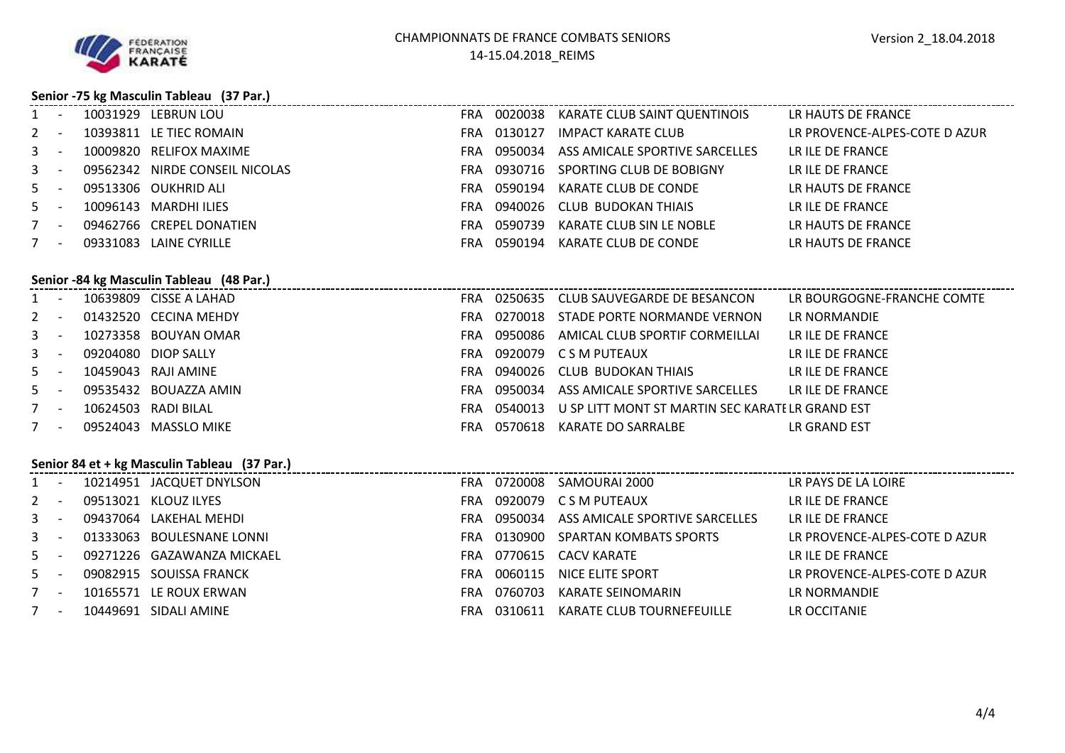CHAMPIONNATS DE FRANCE COMBATS SENIORS
14-15.04.2018_REIMS

Version 2_18.04.2018

## Senior -75 kg Masculin Tableau (37 Par.)

| | | | | | | | |
|---|---|---|---|---|---|---|---|
| 1 | - | 10031929 | LEBRUN LOU | FRA | 0020038 | KARATE CLUB SAINT QUENTINOIS | LR HAUTS DE FRANCE |
| 2 | - | 10393811 | LE TIEC ROMAIN | FRA | 0130127 | IMPACT KARATE CLUB | LR PROVENCE-ALPES-COTE D AZUR |
| 3 | - | 10009820 | RELIFOX MAXIME | FRA | 0950034 | ASS AMICALE SPORTIVE SARCELLES | LR ILE DE FRANCE |
| 3 | - | 09562342 | NIRDE CONSEIL NICOLAS | FRA | 0930716 | SPORTING CLUB DE BOBIGNY | LR ILE DE FRANCE |
| 5 | - | 09513306 | OUKHRID ALI | FRA | 0590194 | KARATE CLUB DE CONDE | LR HAUTS DE FRANCE |
| 5 | - | 10096143 | MARDHI ILIES | FRA | 0940026 | CLUB BUDOKAN THIAIS | LR ILE DE FRANCE |
| 7 | - | 09462766 | CREPEL DONATIEN | FRA | 0590739 | KARATE CLUB SIN LE NOBLE | LR HAUTS DE FRANCE |
| 7 | - | 09331083 | LAINE CYRILLE | FRA | 0590194 | KARATE CLUB DE CONDE | LR HAUTS DE FRANCE |

## Senior -84 kg Masculin Tableau (48 Par.)

| | | | | | | | |
|---|---|---|---|---|---|---|---|
| 1 | - | 10639809 | CISSE A LAHAD | FRA | 0250635 | CLUB SAUVEGARDE DE BESANCON | LR BOURGOGNE-FRANCHE COMTE |
| 2 | - | 01432520 | CECINA MEHDY | FRA | 0270018 | STADE PORTE NORMANDE VERNON | LR NORMANDIE |
| 3 | - | 10273358 | BOUYAN OMAR | FRA | 0950086 | AMICAL CLUB SPORTIF CORMEILLAI | LR ILE DE FRANCE |
| 3 | - | 09204080 | DIOP SALLY | FRA | 0920079 | C S M PUTEAUX | LR ILE DE FRANCE |
| 5 | - | 10459043 | RAJI AMINE | FRA | 0940026 | CLUB BUDOKAN THIAIS | LR ILE DE FRANCE |
| 5 | - | 09535432 | BOUAZZA AMIN | FRA | 0950034 | ASS AMICALE SPORTIVE SARCELLES | LR ILE DE FRANCE |
| 7 | - | 10624503 | RADI BILAL | FRA | 0540013 | U SP LITT MONT ST MARTIN SEC KARATE | LR GRAND EST |
| 7 | - | 09524043 | MASSLO MIKE | FRA | 0570618 | KARATE DO SARRALBE | LR GRAND EST |

## Senior 84 et + kg Masculin Tableau (37 Par.)

| | | | | | | | |
|---|---|---|---|---|---|---|---|
| 1 | - | 10214951 | JACQUET DNYLSON | FRA | 0720008 | SAMOURAI 2000 | LR PAYS DE LA LOIRE |
| 2 | - | 09513021 | KLOUZ ILYES | FRA | 0920079 | C S M PUTEAUX | LR ILE DE FRANCE |
| 3 | - | 09437064 | LAKEHAL MEHDI | FRA | 0950034 | ASS AMICALE SPORTIVE SARCELLES | LR ILE DE FRANCE |
| 3 | - | 01333063 | BOULESNANE LONNI | FRA | 0130900 | SPARTAN KOMBATS SPORTS | LR PROVENCE-ALPES-COTE D AZUR |
| 5 | - | 09271226 | GAZAWANZA MICKAEL | FRA | 0770615 | CACV KARATE | LR ILE DE FRANCE |
| 5 | - | 09082915 | SOUISSA FRANCK | FRA | 0060115 | NICE ELITE SPORT | LR PROVENCE-ALPES-COTE D AZUR |
| 7 | - | 10165571 | LE ROUX ERWAN | FRA | 0760703 | KARATE SEINOMARIN | LR NORMANDIE |
| 7 | - | 10449691 | SIDALI AMINE | FRA | 0310611 | KARATE CLUB TOURNEFEUILLE | LR OCCITANIE |